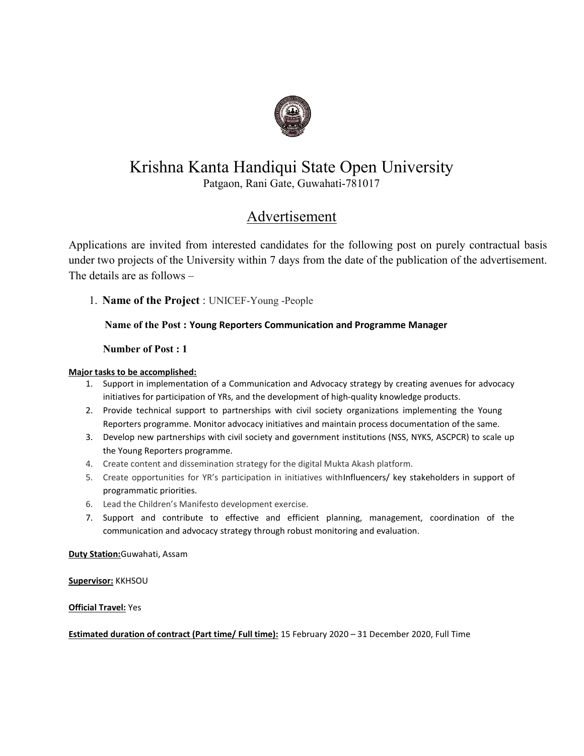# Krishna Kanta Handiqui State Open University

Patgaon, Rani Gate, Guwahati-781017

## Advertisement

Applications are invited from interested candidates for the following post on purely contractual basis under two projects of the University within 7 days from the date of the publication of the advertisement. The details are as follows –

1. **Name of the Project** : UNICEF-Young -People

   **Name of the Post : Young Reporters Communication and Programme Manager**

   **Number of Post : 1**

**Major tasks to be accomplished:**

1. Support in implementation of a Communication and Advocacy strategy by creating avenues for advocacy initiatives for participation of YRs, and the development of high-quality knowledge products.
2. Provide technical support to partnerships with civil society organizations implementing the Young Reporters programme. Monitor advocacy initiatives and maintain process documentation of the same.
3. Develop new partnerships with civil society and government institutions (NSS, NYKS, ASCPCR) to scale up the Young Reporters programme.
4. Create content and dissemination strategy for the digital Mukta Akash platform.
5. Create opportunities for YR's participation in initiatives withInfluencers/ key stakeholders in support of programmatic priorities.
6. Lead the Children's Manifesto development exercise.
7. Support and contribute to effective and efficient planning, management, coordination of the communication and advocacy strategy through robust monitoring and evaluation.

**Duty Station:**Guwahati, Assam

**Supervisor:** KKHSOU

**Official Travel:** Yes

**Estimated duration of contract (Part time/ Full time):** 15 February 2020 – 31 December 2020, Full Time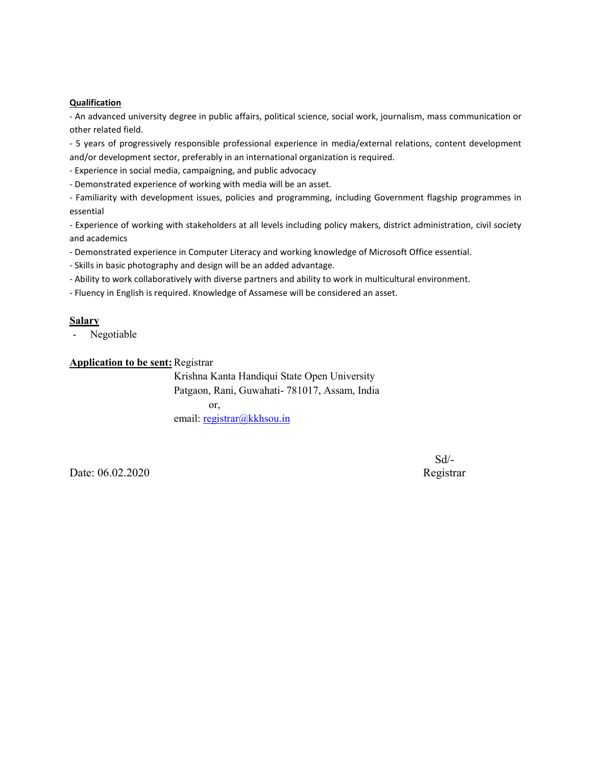**Qualification**

- An advanced university degree in public affairs, political science, social work, journalism, mass communication or other related field.
- 5 years of progressively responsible professional experience in media/external relations, content development and/or development sector, preferably in an international organization is required.
- Experience in social media, campaigning, and public advocacy
- Demonstrated experience of working with media will be an asset.
- Familiarity with development issues, policies and programming, including Government flagship programmes in essential
- Experience of working with stakeholders at all levels including policy makers, district administration, civil society and academics
- Demonstrated experience in Computer Literacy and working knowledge of Microsoft Office essential.
- Skills in basic photography and design will be an added advantage.
- Ability to work collaboratively with diverse partners and ability to work in multicultural environment.
- Fluency in English is required. Knowledge of Assamese will be considered an asset.

**Salary**

- Negotiable

**Application to be sent:** Registrar
Krishna Kanta Handiqui State Open University
Patgaon, Rani, Guwahati- 781017, Assam, India
or,
email: registrar@kkhsou.in

Sd/-
Registrar

Date: 06.02.2020